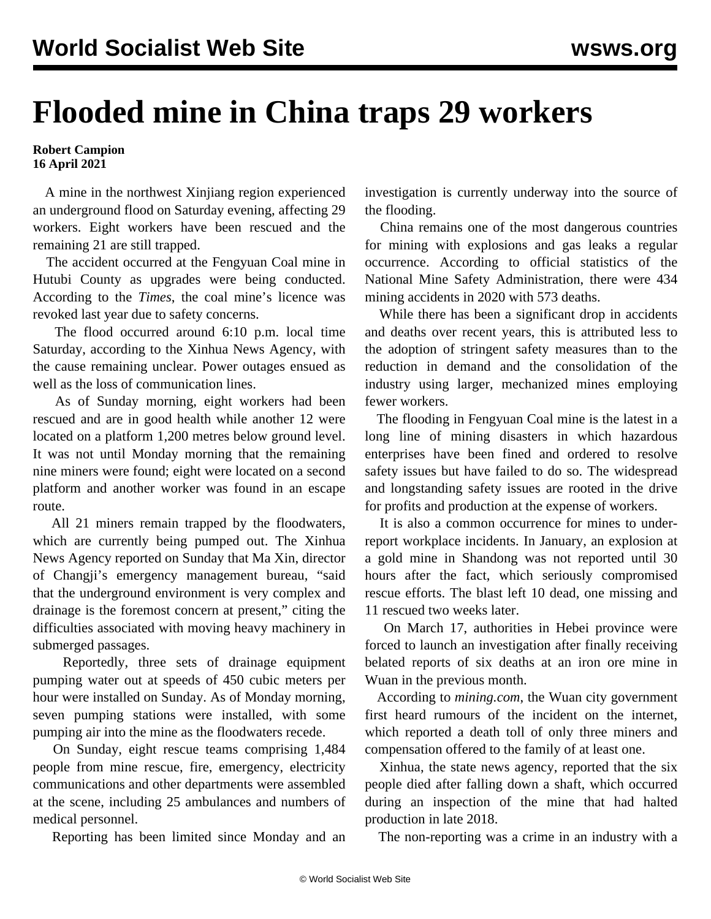# Flooded mine in China traps 29 workers

**Robert Campion**
**16 April 2021**

A mine in the northwest Xinjiang region experienced an underground flood on Saturday evening, affecting 29 workers. Eight workers have been rescued and the remaining 21 are still trapped.

The accident occurred at the Fengyuan Coal mine in Hutubi County as upgrades were being conducted. According to the *Times*, the coal mine's licence was revoked last year due to safety concerns.

The flood occurred around 6:10 p.m. local time Saturday, according to the Xinhua News Agency, with the cause remaining unclear. Power outages ensued as well as the loss of communication lines.

As of Sunday morning, eight workers had been rescued and are in good health while another 12 were located on a platform 1,200 metres below ground level. It was not until Monday morning that the remaining nine miners were found; eight were located on a second platform and another worker was found in an escape route.

All 21 miners remain trapped by the floodwaters, which are currently being pumped out. The Xinhua News Agency reported on Sunday that Ma Xin, director of Changji's emergency management bureau, "said that the underground environment is very complex and drainage is the foremost concern at present," citing the difficulties associated with moving heavy machinery in submerged passages.

Reportedly, three sets of drainage equipment pumping water out at speeds of 450 cubic meters per hour were installed on Sunday. As of Monday morning, seven pumping stations were installed, with some pumping air into the mine as the floodwaters recede.

On Sunday, eight rescue teams comprising 1,484 people from mine rescue, fire, emergency, electricity communications and other departments were assembled at the scene, including 25 ambulances and numbers of medical personnel.

Reporting has been limited since Monday and an investigation is currently underway into the source of the flooding.

China remains one of the most dangerous countries for mining with explosions and gas leaks a regular occurrence. According to official statistics of the National Mine Safety Administration, there were 434 mining accidents in 2020 with 573 deaths.

While there has been a significant drop in accidents and deaths over recent years, this is attributed less to the adoption of stringent safety measures than to the reduction in demand and the consolidation of the industry using larger, mechanized mines employing fewer workers.

The flooding in Fengyuan Coal mine is the latest in a long line of mining disasters in which hazardous enterprises have been fined and ordered to resolve safety issues but have failed to do so. The widespread and longstanding safety issues are rooted in the drive for profits and production at the expense of workers.

It is also a common occurrence for mines to under-report workplace incidents. In January, an explosion at a gold mine in Shandong was not reported until 30 hours after the fact, which seriously compromised rescue efforts. The blast left 10 dead, one missing and 11 rescued two weeks later.

On March 17, authorities in Hebei province were forced to launch an investigation after finally receiving belated reports of six deaths at an iron ore mine in Wuan in the previous month.

According to *mining.com*, the Wuan city government first heard rumours of the incident on the internet, which reported a death toll of only three miners and compensation offered to the family of at least one.

Xinhua, the state news agency, reported that the six people died after falling down a shaft, which occurred during an inspection of the mine that had halted production in late 2018.

The non-reporting was a crime in an industry with a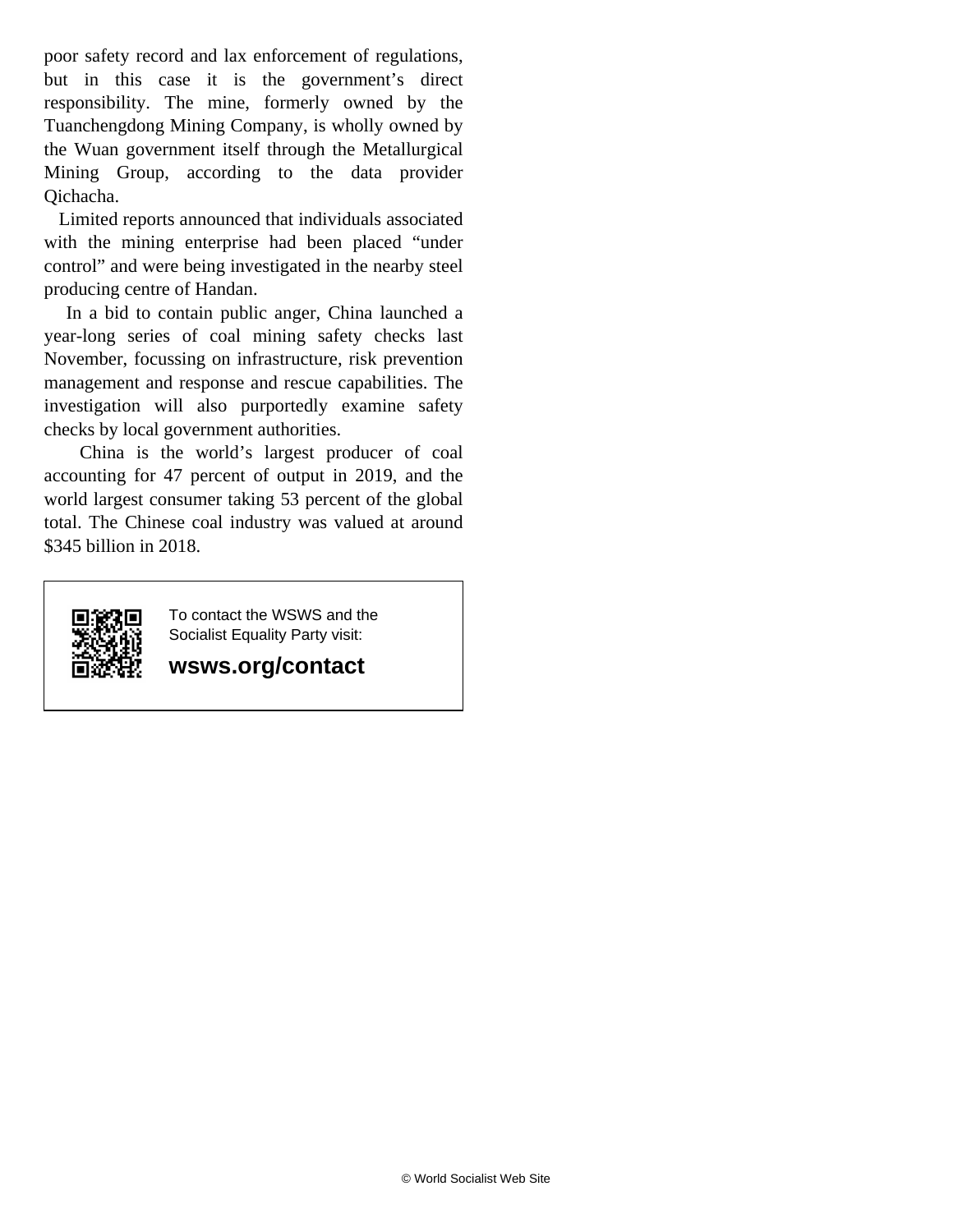poor safety record and lax enforcement of regulations, but in this case it is the government's direct responsibility. The mine, formerly owned by the Tuanchengdong Mining Company, is wholly owned by the Wuan government itself through the Metallurgical Mining Group, according to the data provider Qichacha.

Limited reports announced that individuals associated with the mining enterprise had been placed "under control" and were being investigated in the nearby steel producing centre of Handan.

In a bid to contain public anger, China launched a year-long series of coal mining safety checks last November, focussing on infrastructure, risk prevention management and response and rescue capabilities. The investigation will also purportedly examine safety checks by local government authorities.

China is the world's largest producer of coal accounting for 47 percent of output in 2019, and the world largest consumer taking 53 percent of the global total. The Chinese coal industry was valued at around $345 billion in 2018.

To contact the WSWS and the Socialist Equality Party visit:

**wsws.org/contact**